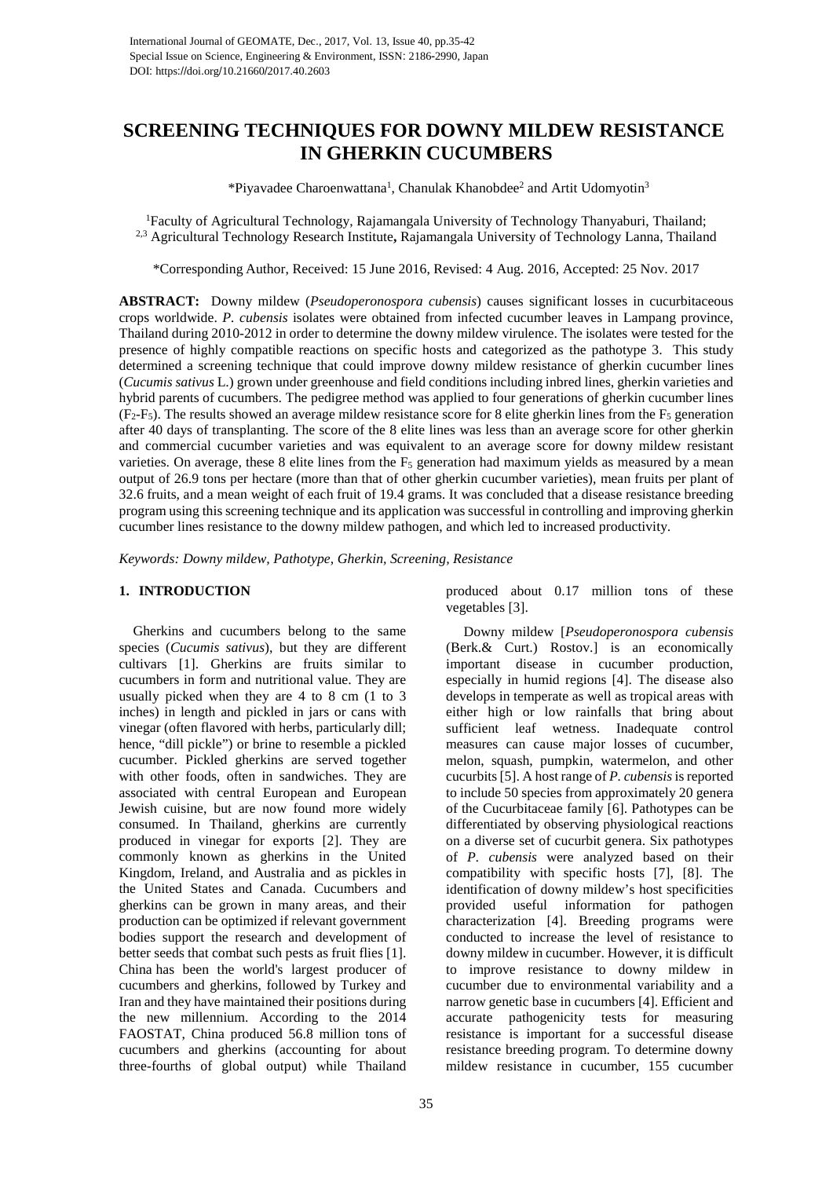# SCREENING TECHNIQUES FOR DOWNY MILDEW RESISTANCE IN GHERKIN CUCUMBERS

*Piyavadee Charoenwattana[1], Chanulak Khanobdee[2] and Artit Udomyotin[3]

[1]Faculty of Agricultural Technology, Rajamangala University of Technology Thanyaburi, Thailand;
[2,3] Agricultural Technology Research Institute, Rajamangala University of Technology Lanna, Thailand

*Corresponding Author, Received: 15 June 2016, Revised: 4 Aug. 2016, Accepted: 25 Nov. 2017

**ABSTRACT:** Downy mildew (*Pseudoperonospora cubensis*) causes significant losses in cucurbitaceous crops worldwide. *P. cubensis* isolates were obtained from infected cucumber leaves in Lampang province, Thailand during 2010-2012 in order to determine the downy mildew virulence. The isolates were tested for the presence of highly compatible reactions on specific hosts and categorized as the pathotype 3. This study determined a screening technique that could improve downy mildew resistance of gherkin cucumber lines (*Cucumis sativus* L.) grown under greenhouse and field conditions including inbred lines, gherkin varieties and hybrid parents of cucumbers. The pedigree method was applied to four generations of gherkin cucumber lines ($F_2$-$F_5$). The results showed an average mildew resistance score for 8 elite gherkin lines from the $F_5$ generation after 40 days of transplanting. The score of the 8 elite lines was less than an average score for other gherkin and commercial cucumber varieties and was equivalent to an average score for downy mildew resistant varieties. On average, these 8 elite lines from the $F_5$ generation had maximum yields as measured by a mean output of 26.9 tons per hectare (more than that of other gherkin cucumber varieties), mean fruits per plant of 32.6 fruits, and a mean weight of each fruit of 19.4 grams. It was concluded that a disease resistance breeding program using this screening technique and its application was successful in controlling and improving gherkin cucumber lines resistance to the downy mildew pathogen, and which led to increased productivity.

*Keywords: Downy mildew, Pathotype, Gherkin, Screening, Resistance*

## 1. INTRODUCTION

Gherkins and cucumbers belong to the same species (*Cucumis sativus*), but they are different cultivars [1]. Gherkins are fruits similar to cucumbers in form and nutritional value. They are usually picked when they are 4 to 8 cm (1 to 3 inches) in length and pickled in jars or cans with vinegar (often flavored with herbs, particularly dill; hence, "dill pickle") or brine to resemble a pickled cucumber. Pickled gherkins are served together with other foods, often in sandwiches. They are associated with central European and European Jewish cuisine, but are now found more widely consumed. In Thailand, gherkins are currently produced in vinegar for exports [2]. They are commonly known as gherkins in the United Kingdom, Ireland, and Australia and as pickles in the United States and Canada. Cucumbers and gherkins can be grown in many areas, and their production can be optimized if relevant government bodies support the research and development of better seeds that combat such pests as fruit flies [1]. China has been the world's largest producer of cucumbers and gherkins, followed by Turkey and Iran and they have maintained their positions during the new millennium. According to the 2014 FAOSTAT, China produced 56.8 million tons of cucumbers and gherkins (accounting for about three-fourths of global output) while Thailand produced about 0.17 million tons of these vegetables [3].

Downy mildew [*Pseudoperonospora cubensis* (Berk.& Curt.) Rostov.] is an economically important disease in cucumber production, especially in humid regions [4]. The disease also develops in temperate as well as tropical areas with either high or low rainfalls that bring about sufficient leaf wetness. Inadequate control measures can cause major losses of cucumber, melon, squash, pumpkin, watermelon, and other cucurbits [5]. A host range of *P. cubensis* is reported to include 50 species from approximately 20 genera of the Cucurbitaceae family [6]. Pathotypes can be differentiated by observing physiological reactions on a diverse set of cucurbit genera. Six pathotypes of *P. cubensis* were analyzed based on their compatibility with specific hosts [7], [8]. The identification of downy mildew's host specificities provided useful information for pathogen characterization [4]. Breeding programs were conducted to increase the level of resistance to downy mildew in cucumber. However, it is difficult to improve resistance to downy mildew in cucumber due to environmental variability and a narrow genetic base in cucumbers [4]. Efficient and accurate pathogenicity tests for measuring resistance is important for a successful disease resistance breeding program. To determine downy mildew resistance in cucumber, 155 cucumber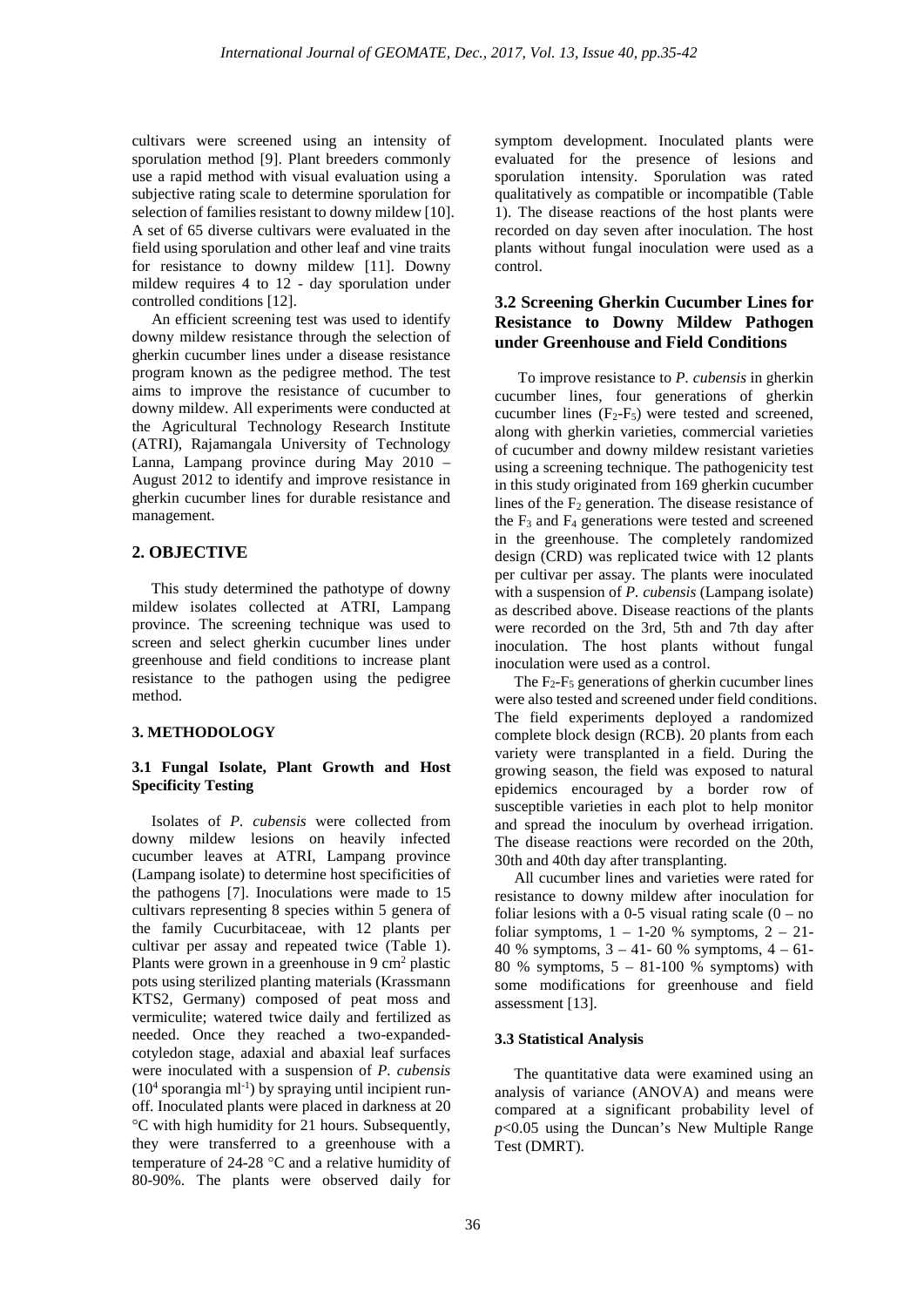cultivars were screened using an intensity of sporulation method [9]. Plant breeders commonly use a rapid method with visual evaluation using a subjective rating scale to determine sporulation for selection of families resistant to downy mildew [10]. A set of 65 diverse cultivars were evaluated in the field using sporulation and other leaf and vine traits for resistance to downy mildew [11]. Downy mildew requires 4 to 12 - day sporulation under controlled conditions [12].

An efficient screening test was used to identify downy mildew resistance through the selection of gherkin cucumber lines under a disease resistance program known as the pedigree method. The test aims to improve the resistance of cucumber to downy mildew. All experiments were conducted at the Agricultural Technology Research Institute (ATRI), Rajamangala University of Technology Lanna, Lampang province during May 2010 – August 2012 to identify and improve resistance in gherkin cucumber lines for durable resistance and management.

## 2. OBJECTIVE

This study determined the pathotype of downy mildew isolates collected at ATRI, Lampang province. The screening technique was used to screen and select gherkin cucumber lines under greenhouse and field conditions to increase plant resistance to the pathogen using the pedigree method.

## 3. METHODOLOGY

### 3.1 Fungal Isolate, Plant Growth and Host Specificity Testing

Isolates of *P. cubensis* were collected from downy mildew lesions on heavily infected cucumber leaves at ATRI, Lampang province (Lampang isolate) to determine host specificities of the pathogens [7]. Inoculations were made to 15 cultivars representing 8 species within 5 genera of the family Cucurbitaceae, with 12 plants per cultivar per assay and repeated twice (Table 1). Plants were grown in a greenhouse in 9 $cm^2$ plastic pots using sterilized planting materials (Krassmann KTS2, Germany) composed of peat moss and vermiculite; watered twice daily and fertilized as needed. Once they reached a two-expanded-cotyledon stage, adaxial and abaxial leaf surfaces were inoculated with a suspension of *P. cubensis* ($10^4$ sporangia $ml^{-1}$) by spraying until incipient run-off. Inoculated plants were placed in darkness at 20 °C with high humidity for 21 hours. Subsequently, they were transferred to a greenhouse with a temperature of 24-28 °C and a relative humidity of 80-90%. The plants were observed daily for symptom development. Inoculated plants were evaluated for the presence of lesions and sporulation intensity. Sporulation was rated qualitatively as compatible or incompatible (Table 1). The disease reactions of the host plants were recorded on day seven after inoculation. The host plants without fungal inoculation were used as a control.

### 3.2 Screening Gherkin Cucumber Lines for Resistance to Downy Mildew Pathogen under Greenhouse and Field Conditions

To improve resistance to *P. cubensis* in gherkin cucumber lines, four generations of gherkin cucumber lines ($F_2$-$F_5$) were tested and screened, along with gherkin varieties, commercial varieties of cucumber and downy mildew resistant varieties using a screening technique. The pathogenicity test in this study originated from 169 gherkin cucumber lines of the $F_2$ generation. The disease resistance of the $F_3$ and $F_4$ generations were tested and screened in the greenhouse. The completely randomized design (CRD) was replicated twice with 12 plants per cultivar per assay. The plants were inoculated with a suspension of *P. cubensis* (Lampang isolate) as described above. Disease reactions of the plants were recorded on the 3rd, 5th and 7th day after inoculation. The host plants without fungal inoculation were used as a control.

The $F_2$-$F_5$ generations of gherkin cucumber lines were also tested and screened under field conditions. The field experiments deployed a randomized complete block design (RCB). 20 plants from each variety were transplanted in a field. During the growing season, the field was exposed to natural epidemics encouraged by a border row of susceptible varieties in each plot to help monitor and spread the inoculum by overhead irrigation. The disease reactions were recorded on the 20th, 30th and 40th day after transplanting.

All cucumber lines and varieties were rated for resistance to downy mildew after inoculation for foliar lesions with a 0-5 visual rating scale (0 – no foliar symptoms, 1 – 1-20 % symptoms, 2 – 21-40 % symptoms, 3 – 41- 60 % symptoms, 4 – 61-80 % symptoms, 5 – 81-100 % symptoms) with some modifications for greenhouse and field assessment [13].

### 3.3 Statistical Analysis

The quantitative data were examined using an analysis of variance (ANOVA) and means were compared at a significant probability level of $p<0.05$ using the Duncan's New Multiple Range Test (DMRT).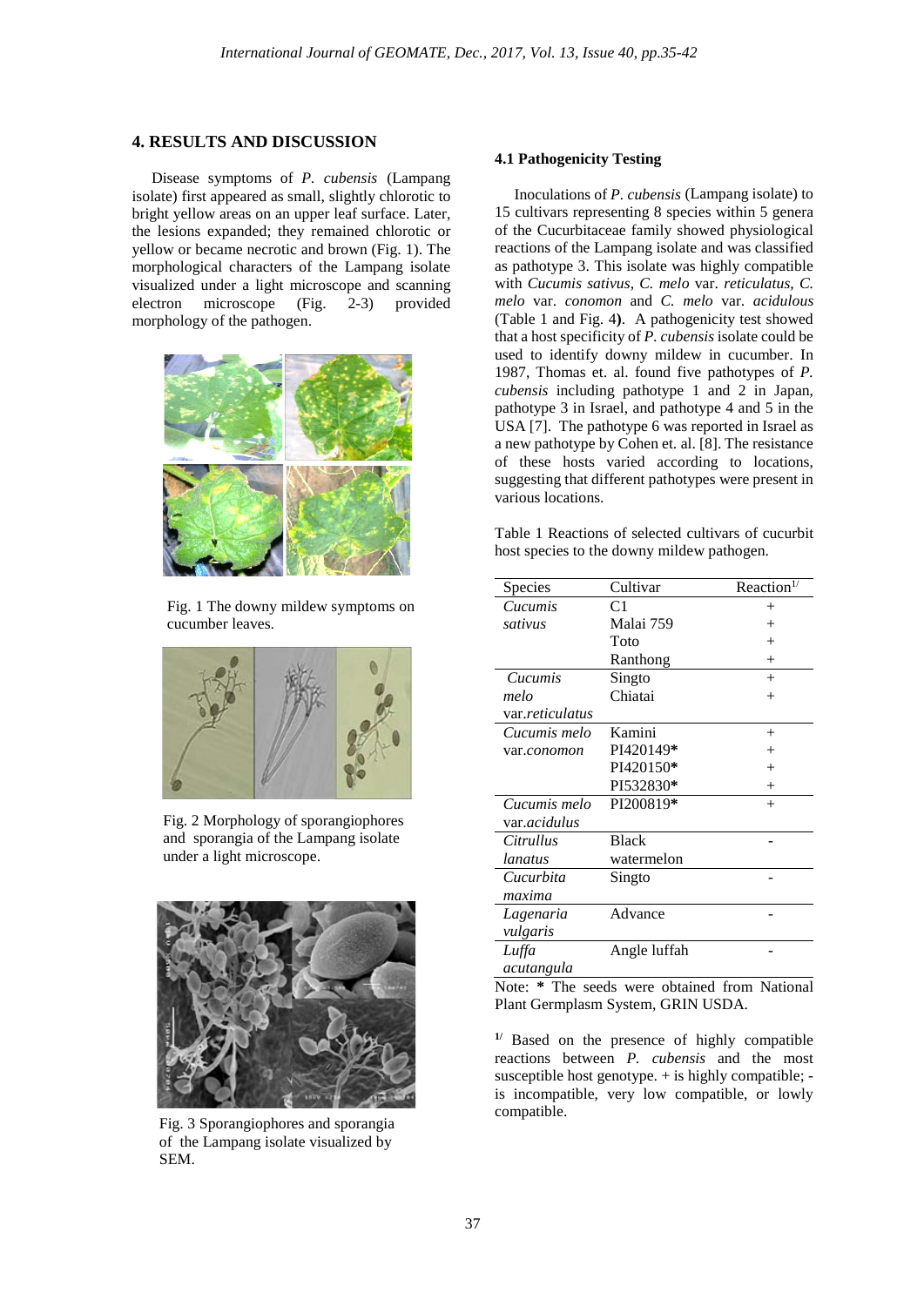## 4. RESULTS AND DISCUSSION

Disease symptoms of *P. cubensis* (Lampang isolate) first appeared as small, slightly chlorotic to bright yellow areas on an upper leaf surface. Later, the lesions expanded; they remained chlorotic or yellow or became necrotic and brown (Fig. 1). The morphological characters of the Lampang isolate visualized under a light microscope and scanning electron microscope (Fig. 2-3) provided morphology of the pathogen.

Fig. 1 The downy mildew symptoms on cucumber leaves.

Fig. 2 Morphology of sporangiophores and sporangia of the Lampang isolate under a light microscope.

Fig. 3 Sporangiophores and sporangia of the Lampang isolate visualized by SEM.

### 4.1 Pathogenicity Testing

Inoculations of *P. cubensis* (Lampang isolate) to 15 cultivars representing 8 species within 5 genera of the Cucurbitaceae family showed physiological reactions of the Lampang isolate and was classified as pathotype 3. This isolate was highly compatible with *Cucumis sativus*, *C. melo* var. *reticulatus*, *C. melo* var. *conomon* and *C. melo* var. *acidulous* (Table 1 and Fig. 4**)**. A pathogenicity test showed that a host specificity of *P. cubensis* isolate could be used to identify downy mildew in cucumber. In 1987, Thomas et. al. found five pathotypes of *P. cubensis* including pathotype 1 and 2 in Japan, pathotype 3 in Israel, and pathotype 4 and 5 in the USA [7]. The pathotype 6 was reported in Israel as a new pathotype by Cohen et. al. [8]. The resistance of these hosts varied according to locations, suggesting that different pathotypes were present in various locations.

Table 1 Reactions of selected cultivars of cucurbit host species to the downy mildew pathogen.

| Species | Cultivar | Reaction[1/] |
|---|---|---|
| *Cucumis sativus* | C1 | + |
| | Malai 759 | + |
| | Toto | + |
| | Ranthong | + |
| *Cucumis melo* var.*reticulatus* | Singto | + |
| | Chiatai | + |
| *Cucumis melo* var.*conomon* | Kamini | + |
| | PI420149**\*** | + |
| | PI420150**\*** | + |
| | PI532830**\*** | + |
| *Cucumis melo* var.*acidulus* | PI200819**\*** | + |
| *Citrullus lanatus* | Black watermelon | - |
| *Cucurbita maxima* | Singto | - |
| *Lagenaria vulgaris* | Advance | - |
| *Luffa acutangula* | Angle luffah | - |

Note: **\*** The seeds were obtained from National Plant Germplasm System, GRIN USDA.

[1/] Based on the presence of highly compatible reactions between *P. cubensis* and the most susceptible host genotype. + is highly compatible; - is incompatible, very low compatible, or lowly compatible.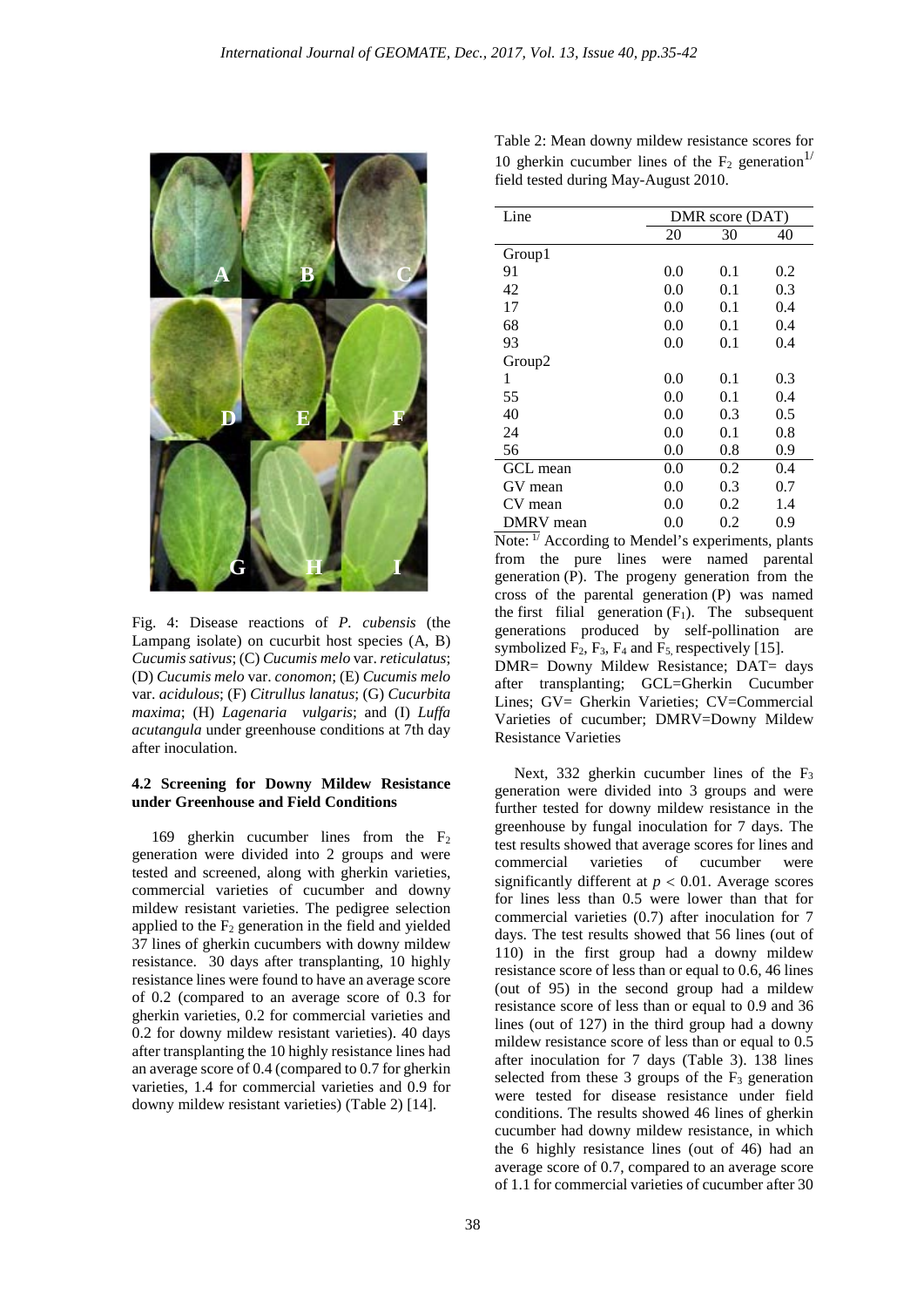Fig. 4: Disease reactions of *P. cubensis* (the Lampang isolate) on cucurbit host species (A, B) *Cucumis sativus*; (C) *Cucumis melo* var. *reticulatus*; (D) *Cucumis melo* var. *conomon*; (E) *Cucumis melo* var. *acidulous*; (F) *Citrullus lanatus*; (G) *Cucurbita maxima*; (H) *Lagenaria vulgaris*; and (I) *Luffa acutangula* under greenhouse conditions at 7th day after inoculation.

### 4.2 Screening for Downy Mildew Resistance under Greenhouse and Field Conditions

169 gherkin cucumber lines from the $F_2$ generation were divided into 2 groups and were tested and screened, along with gherkin varieties, commercial varieties of cucumber and downy mildew resistant varieties. The pedigree selection applied to the $F_2$ generation in the field and yielded 37 lines of gherkin cucumbers with downy mildew resistance. 30 days after transplanting, 10 highly resistance lines were found to have an average score of 0.2 (compared to an average score of 0.3 for gherkin varieties, 0.2 for commercial varieties and 0.2 for downy mildew resistant varieties). 40 days after transplanting the 10 highly resistance lines had an average score of 0.4 (compared to 0.7 for gherkin varieties, 1.4 for commercial varieties and 0.9 for downy mildew resistant varieties) (Table 2) [14].

Table 2: Mean downy mildew resistance scores for 10 gherkin cucumber lines of the $F_2$ generation[1/] field tested during May-August 2010.

| Line | DMR score (DAT) | | |
|---|---|---|---|
| | 20 | 30 | 40 |
| Group1 | | | |
| 91 | 0.0 | 0.1 | 0.2 |
| 42 | 0.0 | 0.1 | 0.3 |
| 17 | 0.0 | 0.1 | 0.4 |
| 68 | 0.0 | 0.1 | 0.4 |
| 93 | 0.0 | 0.1 | 0.4 |
| Group2 | | | |
| 1 | 0.0 | 0.1 | 0.3 |
| 55 | 0.0 | 0.1 | 0.4 |
| 40 | 0.0 | 0.3 | 0.5 |
| 24 | 0.0 | 0.1 | 0.8 |
| 56 | 0.0 | 0.8 | 0.9 |
| GCL mean | 0.0 | 0.2 | 0.4 |
| GV mean | 0.0 | 0.3 | 0.7 |
| CV mean | 0.0 | 0.2 | 1.4 |
| DMRV mean | 0.0 | 0.2 | 0.9 |

Note: [1/] According to Mendel's experiments, plants from the pure lines were named parental generation (P). The progeny generation from the cross of the parental generation (P) was named the first filial generation ($F_1$). The subsequent generations produced by self-pollination are symbolized $F_2$, $F_3$, $F_4$ and $F_5$ respectively [15].

DMR= Downy Mildew Resistance; DAT= days after transplanting; GCL=Gherkin Cucumber Lines; GV= Gherkin Varieties; CV=Commercial Varieties of cucumber; DMRV=Downy Mildew Resistance Varieties

Next, 332 gherkin cucumber lines of the $F_3$ generation were divided into 3 groups and were further tested for downy mildew resistance in the greenhouse by fungal inoculation for 7 days. The test results showed that average scores for lines and commercial varieties of cucumber were significantly different at $p < 0.01$. Average scores for lines less than 0.5 were lower than that for commercial varieties (0.7) after inoculation for 7 days. The test results showed that 56 lines (out of 110) in the first group had a downy mildew resistance score of less than or equal to 0.6, 46 lines (out of 95) in the second group had a mildew resistance score of less than or equal to 0.9 and 36 lines (out of 127) in the third group had a downy mildew resistance score of less than or equal to 0.5 after inoculation for 7 days (Table 3). 138 lines selected from these 3 groups of the $F_3$ generation were tested for disease resistance under field conditions. The results showed 46 lines of gherkin cucumber had downy mildew resistance, in which the 6 highly resistance lines (out of 46) had an average score of 0.7, compared to an average score of 1.1 for commercial varieties of cucumber after 30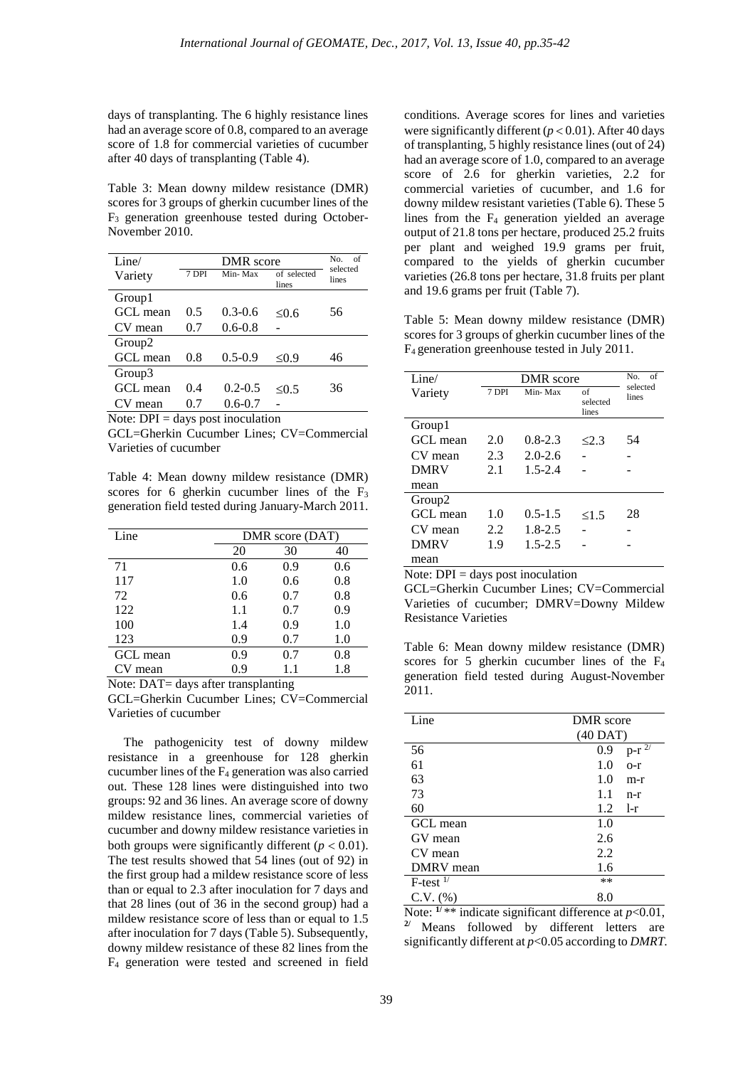days of transplanting. The 6 highly resistance lines had an average score of 0.8, compared to an average score of 1.8 for commercial varieties of cucumber after 40 days of transplanting (Table 4).

Table 3: Mean downy mildew resistance (DMR) scores for 3 groups of gherkin cucumber lines of the $F_3$ generation greenhouse tested during October-November 2010.

| Line/ Variety | DMR score | | | No. of selected lines |
|---|---|---|---|---|
| | 7 DPI | Min- Max | of selected lines | |
| Group1 | | | | |
| GCL mean | 0.5 | 0.3-0.6 | ≤0.6 | 56 |
| CV mean | 0.7 | 0.6-0.8 | - | |
| Group2 | | | | |
| GCL mean | 0.8 | 0.5-0.9 | ≤0.9 | 46 |
| Group3 | | | | |
| GCL mean | 0.4 | 0.2-0.5 | ≤0.5 | 36 |
| CV mean | 0.7 | 0.6-0.7 | - | |

Note: DPI = days post inoculation

GCL=Gherkin Cucumber Lines; CV=Commercial Varieties of cucumber

Table 4: Mean downy mildew resistance (DMR) scores for 6 gherkin cucumber lines of the $F_3$ generation field tested during January-March 2011.

| Line | DMR score (DAT) | | |
|---|---|---|---|
| | 20 | 30 | 40 |
| 71 | 0.6 | 0.9 | 0.6 |
| 117 | 1.0 | 0.6 | 0.8 |
| 72 | 0.6 | 0.7 | 0.8 |
| 122 | 1.1 | 0.7 | 0.9 |
| 100 | 1.4 | 0.9 | 1.0 |
| 123 | 0.9 | 0.7 | 1.0 |
| GCL mean | 0.9 | 0.7 | 0.8 |
| CV mean | 0.9 | 1.1 | 1.8 |

Note: DAT= days after transplanting

GCL=Gherkin Cucumber Lines; CV=Commercial Varieties of cucumber

The pathogenicity test of downy mildew resistance in a greenhouse for 128 gherkin cucumber lines of the $F_4$ generation was also carried out. These 128 lines were distinguished into two groups: 92 and 36 lines. An average score of downy mildew resistance lines, commercial varieties of cucumber and downy mildew resistance varieties in both groups were significantly different ($p < 0.01$). The test results showed that 54 lines (out of 92) in the first group had a mildew resistance score of less than or equal to 2.3 after inoculation for 7 days and that 28 lines (out of 36 in the second group) had a mildew resistance score of less than or equal to 1.5 after inoculation for 7 days (Table 5). Subsequently, downy mildew resistance of these 82 lines from the $F_4$ generation were tested and screened in field conditions. Average scores for lines and varieties were significantly different ($p < 0.01$). After 40 days of transplanting, 5 highly resistance lines (out of 24) had an average score of 1.0, compared to an average score of 2.6 for gherkin varieties, 2.2 for commercial varieties of cucumber, and 1.6 for downy mildew resistant varieties (Table 6). These 5 lines from the $F_4$ generation yielded an average output of 21.8 tons per hectare, produced 25.2 fruits per plant and weighed 19.9 grams per fruit, compared to the yields of gherkin cucumber varieties (26.8 tons per hectare, 31.8 fruits per plant and 19.6 grams per fruit (Table 7).

Table 5: Mean downy mildew resistance (DMR) scores for 3 groups of gherkin cucumber lines of the $F_4$ generation greenhouse tested in July 2011.

| Line/ Variety | DMR score | | | No. of selected lines |
|---|---|---|---|---|
| | 7 DPI | Min- Max | of selected lines | |
| Group1 | | | | |
| GCL mean | 2.0 | 0.8-2.3 | ≤2.3 | 54 |
| CV mean | 2.3 | 2.0-2.6 | - | - |
| DMRV mean | 2.1 | 1.5-2.4 | - | - |
| Group2 | | | | |
| GCL mean | 1.0 | 0.5-1.5 | ≤1.5 | 28 |
| CV mean | 2.2 | 1.8-2.5 | - | - |
| DMRV mean | 1.9 | 1.5-2.5 | - | - |

Note: DPI = days post inoculation

GCL=Gherkin Cucumber Lines; CV=Commercial Varieties of cucumber; DMRV=Downy Mildew Resistance Varieties

Table 6: Mean downy mildew resistance (DMR) scores for 5 gherkin cucumber lines of the $F_4$ generation field tested during August-November 2011.

| Line | DMR score (40 DAT) |
|---|---|
| 56 | 0.9 p-r [2/] |
| 61 | 1.0 o-r |
| 63 | 1.0 m-r |
| 73 | 1.1 n-r |
| 60 | 1.2 l-r |
| GCL mean | 1.0 |
| GV mean | 2.6 |
| CV mean | 2.2 |
| DMRV mean | 1.6 |
| F-test [1/] | ** |
| C.V. (%) | 8.0 |

Note: [1/] ** indicate significant difference at $p<0.01$,
[2/] Means followed by different letters are significantly different at $p<0.05$ according to *DMRT*.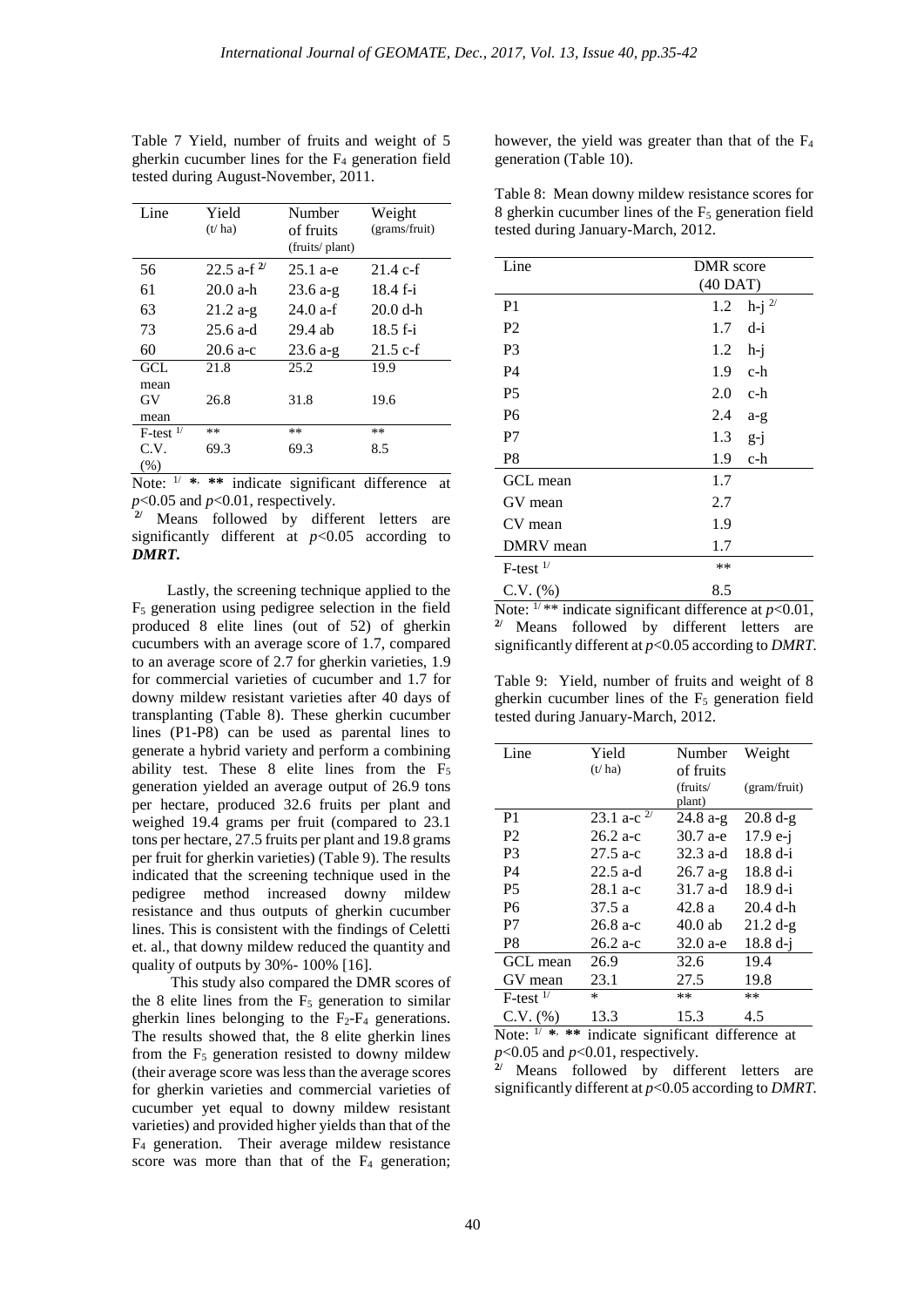Table 7 Yield, number of fruits and weight of 5 gherkin cucumber lines for the $F_4$ generation field tested during August-November, 2011.

| Line | Yield (t/ ha) | Number of fruits (fruits/ plant) | Weight (grams/fruit) |
|---|---|---|---|
| 56 | 22.5 a-f [2/] | 25.1 a-e | 21.4 c-f |
| 61 | 20.0 a-h | 23.6 a-g | 18.4 f-i |
| 63 | 21.2 a-g | 24.0 a-f | 20.0 d-h |
| 73 | 25.6 a-d | 29.4 ab | 18.5 f-i |
| 60 | 20.6 a-c | 23.6 a-g | 21.5 c-f |
| GCL mean | 21.8 | 25.2 | 19.9 |
| GV mean | 26.8 | 31.8 | 19.6 |
| F-test [1/] | ** | ** | ** |
| C.V. (%) | 69.3 | 69.3 | 8.5 |

Note: [1/] *, ** indicate significant difference at $p<0.05$ and $p<0.01$, respectively.
[2/] Means followed by different letters are significantly different at $p<0.05$ according to ***DMRT.***

Lastly, the screening technique applied to the $F_5$ generation using pedigree selection in the field produced 8 elite lines (out of 52) of gherkin cucumbers with an average score of 1.7, compared to an average score of 2.7 for gherkin varieties, 1.9 for commercial varieties of cucumber and 1.7 for downy mildew resistant varieties after 40 days of transplanting (Table 8). These gherkin cucumber lines (P1-P8) can be used as parental lines to generate a hybrid variety and perform a combining ability test. These 8 elite lines from the $F_5$ generation yielded an average output of 26.9 tons per hectare, produced 32.6 fruits per plant and weighed 19.4 grams per fruit (compared to 23.1 tons per hectare, 27.5 fruits per plant and 19.8 grams per fruit for gherkin varieties) (Table 9). The results indicated that the screening technique used in the pedigree method increased downy mildew resistance and thus outputs of gherkin cucumber lines. This is consistent with the findings of Celetti et. al., that downy mildew reduced the quantity and quality of outputs by 30%- 100% [16].

This study also compared the DMR scores of the 8 elite lines from the $F_5$ generation to similar gherkin lines belonging to the $F_2$-$F_4$ generations. The results showed that, the 8 elite gherkin lines from the $F_5$ generation resisted to downy mildew (their average score was less than the average scores for gherkin varieties and commercial varieties of cucumber yet equal to downy mildew resistant varieties) and provided higher yields than that of the $F_4$ generation. Their average mildew resistance score was more than that of the $F_4$ generation; however, the yield was greater than that of the $F_4$ generation (Table 10).

Table 8: Mean downy mildew resistance scores for 8 gherkin cucumber lines of the $F_5$ generation field tested during January-March, 2012.

| Line | DMR score (40 DAT) |
|---|---|
| P1 | 1.2 h-j [2/] |
| P2 | 1.7 d-i |
| P3 | 1.2 h-j |
| P4 | 1.9 c-h |
| P5 | 2.0 c-h |
| P6 | 2.4 a-g |
| P7 | 1.3 g-j |
| P8 | 1.9 c-h |
| GCL mean | 1.7 |
| GV mean | 2.7 |
| CV mean | 1.9 |
| DMRV mean | 1.7 |
| F-test [1/] | ** |
| C.V. (%) | 8.5 |

Note: [1/] ** indicate significant difference at $p<0.01$,
[2/] Means followed by different letters are significantly different at $p<0.05$ according to *DMRT.*

Table 9: Yield, number of fruits and weight of 8 gherkin cucumber lines of the $F_5$ generation field tested during January-March, 2012.

| Line | Yield (t/ ha) | Number of fruits (fruits/ plant) | Weight (gram/fruit) |
|---|---|---|---|
| P1 | 23.1 a-c [2/] | 24.8 a-g | 20.8 d-g |
| P2 | 26.2 a-c | 30.7 a-e | 17.9 e-j |
| P3 | 27.5 a-c | 32.3 a-d | 18.8 d-i |
| P4 | 22.5 a-d | 26.7 a-g | 18.8 d-i |
| P5 | 28.1 a-c | 31.7 a-d | 18.9 d-i |
| P6 | 37.5 a | 42.8 a | 20.4 d-h |
| P7 | 26.8 a-c | 40.0 ab | 21.2 d-g |
| P8 | 26.2 a-c | 32.0 a-e | 18.8 d-j |
| GCL mean | 26.9 | 32.6 | 19.4 |
| GV mean | 23.1 | 27.5 | 19.8 |
| F-test [1/] | * | ** | ** |
| C.V. (%) | 13.3 | 15.3 | 4.5 |

Note: [1/] *, ** indicate significant difference at $p<0.05$ and $p<0.01$, respectively.
[2/] Means followed by different letters are significantly different at $p<0.05$ according to *DMRT.*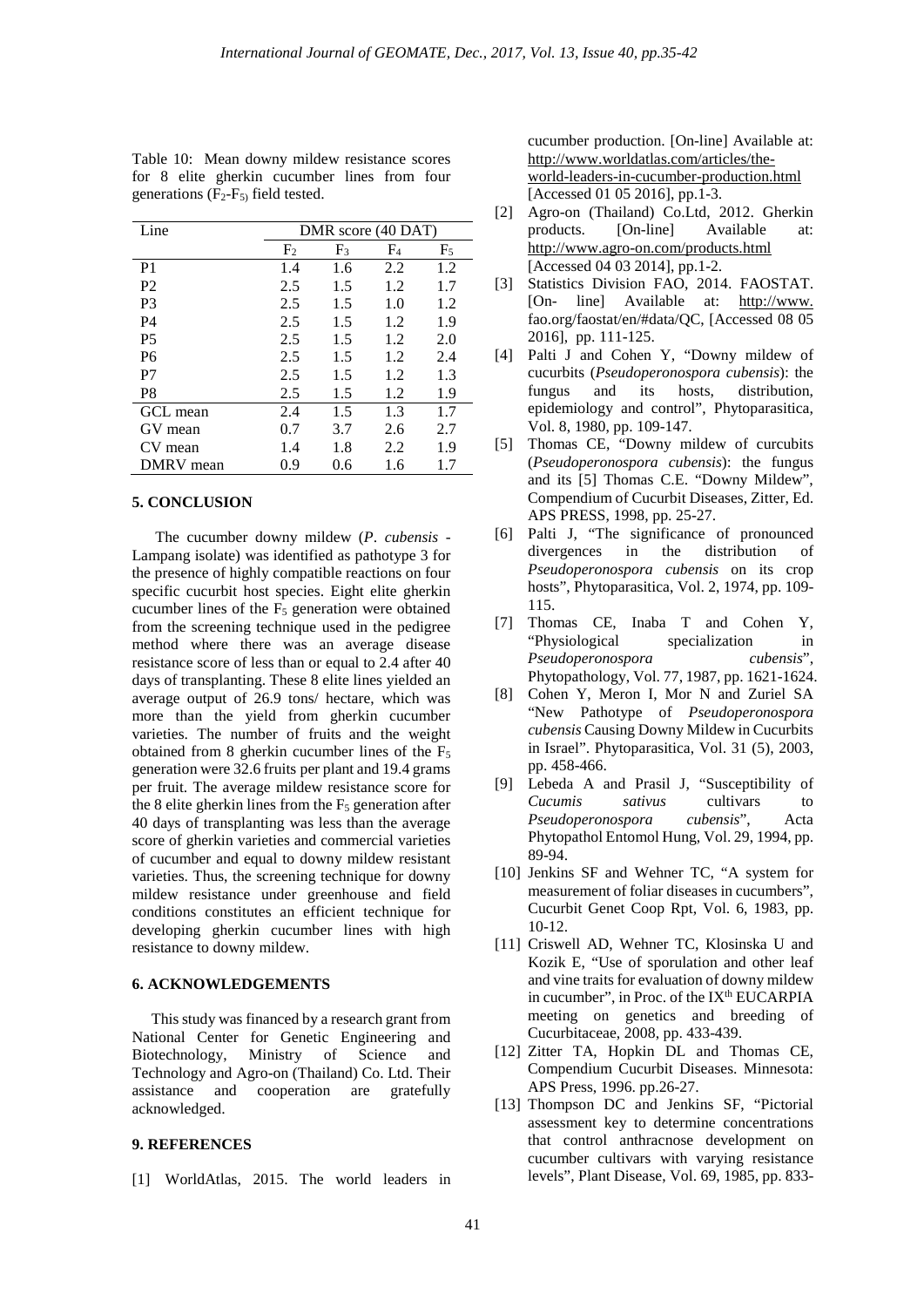Table 10: Mean downy mildew resistance scores for 8 elite gherkin cucumber lines from four generations ($F_2$-$F_5$) field tested.

| Line | DMR score (40 DAT) | | | |
|---|---|---|---|---|
| | $F_2$ | $F_3$ | $F_4$ | $F_5$ |
| P1 | 1.4 | 1.6 | 2.2 | 1.2 |
| P2 | 2.5 | 1.5 | 1.2 | 1.7 |
| P3 | 2.5 | 1.5 | 1.0 | 1.2 |
| P4 | 2.5 | 1.5 | 1.2 | 1.9 |
| P5 | 2.5 | 1.5 | 1.2 | 2.0 |
| P6 | 2.5 | 1.5 | 1.2 | 2.4 |
| P7 | 2.5 | 1.5 | 1.2 | 1.3 |
| P8 | 2.5 | 1.5 | 1.2 | 1.9 |
| GCL mean | 2.4 | 1.5 | 1.3 | 1.7 |
| GV mean | 0.7 | 3.7 | 2.6 | 2.7 |
| CV mean | 1.4 | 1.8 | 2.2 | 1.9 |
| DMRV mean | 0.9 | 0.6 | 1.6 | 1.7 |

## 5. CONCLUSION

The cucumber downy mildew (*P. cubensis* - Lampang isolate) was identified as pathotype 3 for the presence of highly compatible reactions on four specific cucurbit host species. Eight elite gherkin cucumber lines of the $F_5$ generation were obtained from the screening technique used in the pedigree method where there was an average disease resistance score of less than or equal to 2.4 after 40 days of transplanting. These 8 elite lines yielded an average output of 26.9 tons/ hectare, which was more than the yield from gherkin cucumber varieties. The number of fruits and the weight obtained from 8 gherkin cucumber lines of the $F_5$ generation were 32.6 fruits per plant and 19.4 grams per fruit. The average mildew resistance score for the 8 elite gherkin lines from the $F_5$ generation after 40 days of transplanting was less than the average score of gherkin varieties and commercial varieties of cucumber and equal to downy mildew resistant varieties. Thus, the screening technique for downy mildew resistance under greenhouse and field conditions constitutes an efficient technique for developing gherkin cucumber lines with high resistance to downy mildew.

## 6. ACKNOWLEDGEMENTS

This study was financed by a research grant from National Center for Genetic Engineering and Biotechnology, Ministry of Science and Technology and Agro-on (Thailand) Co. Ltd. Their assistance and cooperation are gratefully acknowledged.

## 9. REFERENCES

[1] WorldAtlas, 2015. The world leaders in cucumber production. [On-line] Available at: http://www.worldatlas.com/articles/the-world-leaders-in-cucumber-production.html [Accessed 01 05 2016], pp.1-3.

[2] Agro-on (Thailand) Co.Ltd, 2012. Gherkin products. [On-line] Available at: http://www.agro-on.com/products.html [Accessed 04 03 2014], pp.1-2.

[3] Statistics Division FAO, 2014. FAOSTAT. [On- line] Available at: http://www.fao.org/faostat/en/#data/QC, [Accessed 08 05 2016], pp. 111-125.

[4] Palti J and Cohen Y, "Downy mildew of cucurbits (*Pseudoperonospora cubensis*): the fungus and its hosts, distribution, epidemiology and control", Phytoparasitica, Vol. 8, 1980, pp. 109-147.

[5] Thomas CE, "Downy mildew of curcubits (*Pseudoperonospora cubensis*): the fungus and its [5] Thomas C.E. "Downy Mildew", Compendium of Cucurbit Diseases, Zitter, Ed. APS PRESS, 1998, pp. 25-27.

[6] Palti J, "The significance of pronounced divergences in the distribution of *Pseudoperonospora cubensis* on its crop hosts", Phytoparasitica, Vol. 2, 1974, pp. 109-115.

[7] Thomas CE, Inaba T and Cohen Y, "Physiological specialization in *Pseudoperonospora cubensis*", Phytopathology, Vol. 77, 1987, pp. 1621-1624.

[8] Cohen Y, Meron I, Mor N and Zuriel SA "New Pathotype of *Pseudoperonospora cubensis* Causing Downy Mildew in Cucurbits in Israel". Phytoparasitica, Vol. 31 (5), 2003, pp. 458-466.

[9] Lebeda A and Prasil J, "Susceptibility of *Cucumis sativus* cultivars to *Pseudoperonospora cubensis*", Acta Phytopathol Entomol Hung, Vol. 29, 1994, pp. 89-94.

[10] Jenkins SF and Wehner TC, "A system for measurement of foliar diseases in cucumbers", Cucurbit Genet Coop Rpt, Vol. 6, 1983, pp. 10-12.

[11] Criswell AD, Wehner TC, Klosinska U and Kozik E, "Use of sporulation and other leaf and vine traits for evaluation of downy mildew in cucumber", in Proc. of the IX[th] EUCARPIA meeting on genetics and breeding of Cucurbitaceae, 2008, pp. 433-439.

[12] Zitter TA, Hopkin DL and Thomas CE, Compendium Cucurbit Diseases. Minnesota: APS Press, 1996. pp.26-27.

[13] Thompson DC and Jenkins SF, "Pictorial assessment key to determine concentrations that control anthracnose development on cucumber cultivars with varying resistance levels", Plant Disease, Vol. 69, 1985, pp. 833-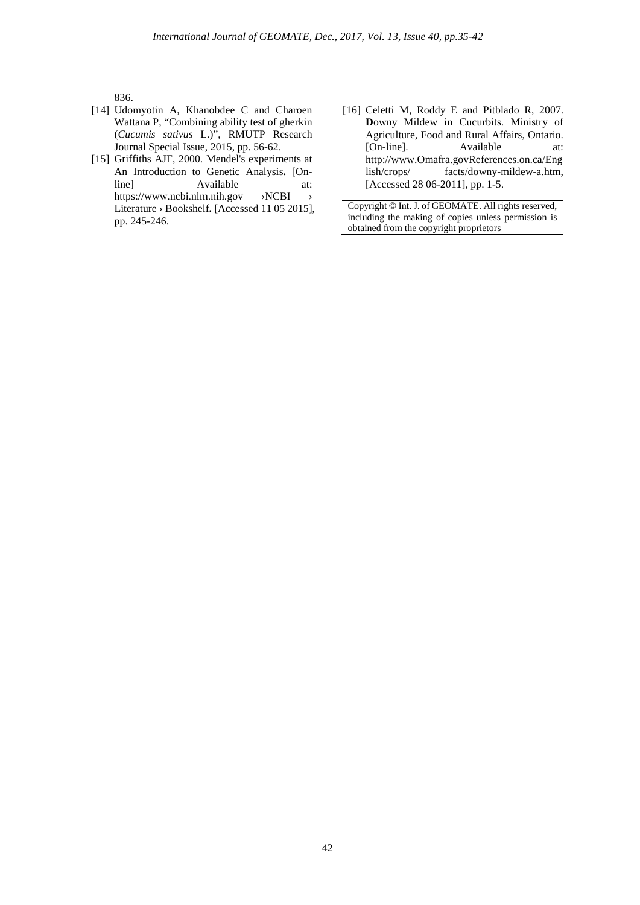836.

[14] Udomyotin A, Khanobdee C and Charoen Wattana P, “Combining ability test of gherkin (*Cucumis sativus* L.)”, RMUTP Research Journal Special Issue, 2015, pp. 56-62.

[15] Griffiths AJF, 2000. Mendel's experiments at An Introduction to Genetic Analysis**.** [On-line] Available at: https://www.ncbi.nlm.nih.gov ›NCBI › Literature › Bookshelf**.** [Accessed 11 05 2015], pp. 245-246.

[16] Celetti M, Roddy E and Pitblado R, 2007. **D**owny Mildew in Cucurbits. Ministry of Agriculture, Food and Rural Affairs, Ontario. [On-line]. Available at: http://www.Omafra.govReferences.on.ca/English/crops/ facts/downy-mildew-a.htm, [Accessed 28 06-2011], pp. 1-5.

Copyright © Int. J. of GEOMATE. All rights reserved, including the making of copies unless permission is obtained from the copyright proprietors